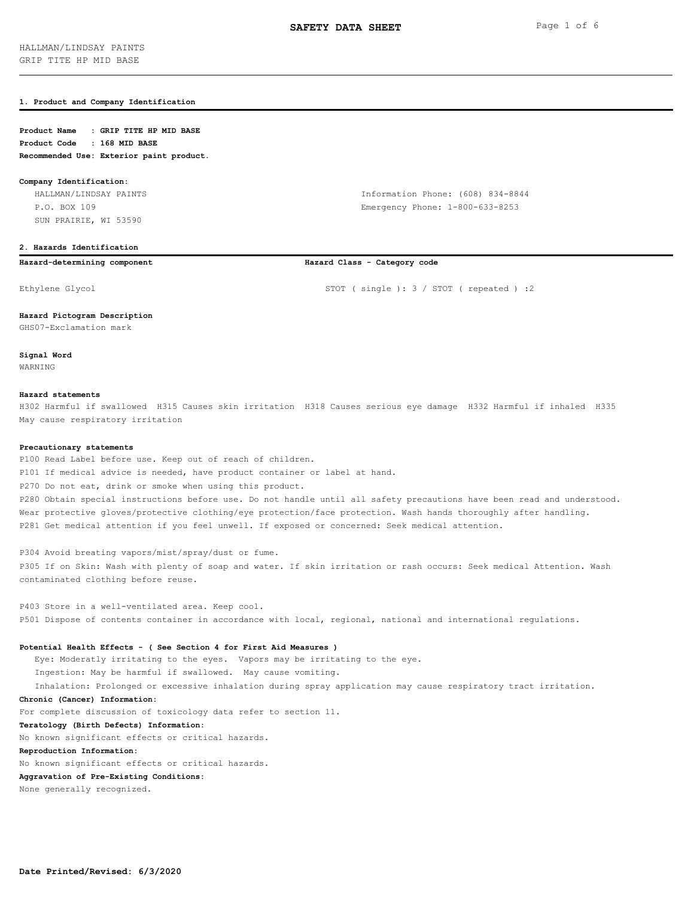# SAFETY DATA SHEET

HALLMAN/LINDSAY PAINTS
GRIP TITE HP MID BASE

## 1. Product and Company Identification

**Product Name : GRIP TITE HP MID BASE**
**Product Code : 168 MID BASE**
**Recommended Use: Exterior paint product.**

**Company Identification:**

HALLMAN/LINDSAY PAINTS
P.O. BOX 109
SUN PRAIRIE, WI 53590

Information Phone: (608) 834-8844
Emergency Phone: 1-800-633-8253

## 2. Hazards Identification

| Hazard-determining component | Hazard Class - Category code |
| --- | --- |
| Ethylene Glycol | STOT ( single ): 3 / STOT ( repeated ) :2 |

**Hazard Pictogram Description**
GHS07-Exclamation mark

**Signal Word**
WARNING

**Hazard statements**
H302 Harmful if swallowed H315 Causes skin irritation H318 Causes serious eye damage H332 Harmful if inhaled H335 May cause respiratory irritation

**Precautionary statements**
P100 Read Label before use. Keep out of reach of children.
P101 If medical advice is needed, have product container or label at hand.
P270 Do not eat, drink or smoke when using this product.
P280 Obtain special instructions before use. Do not handle until all safety precautions have been read and understood. Wear protective gloves/protective clothing/eye protection/face protection. Wash hands thoroughly after handling.
P281 Get medical attention if you feel unwell. If exposed or concerned: Seek medical attention.

P304 Avoid breating vapors/mist/spray/dust or fume.
P305 If on Skin: Wash with plenty of soap and water. If skin irritation or rash occurs: Seek medical Attention. Wash contaminated clothing before reuse.

P403 Store in a well-ventilated area. Keep cool.
P501 Dispose of contents container in accordance with local, regional, national and international regulations.

**Potential Health Effects - ( See Section 4 for First Aid Measures )**

Eye: Moderately irritating to the eyes. Vapors may be irritating to the eye.
Ingestion: May be harmful if swallowed. May cause vomiting.
Inhalation: Prolonged or excessive inhalation during spray application may cause respiratory tract irritation.

**Chronic (Cancer) Information:**
For complete discussion of toxicology data refer to section 11.

**Teratology (Birth Defects) Information:**
No known significant effects or critical hazards.

**Reproduction Information:**
No known significant effects or critical hazards.

**Aggravation of Pre-Existing Conditions:**
None generally recognized.

**Date Printed/Revised: 6/3/2020**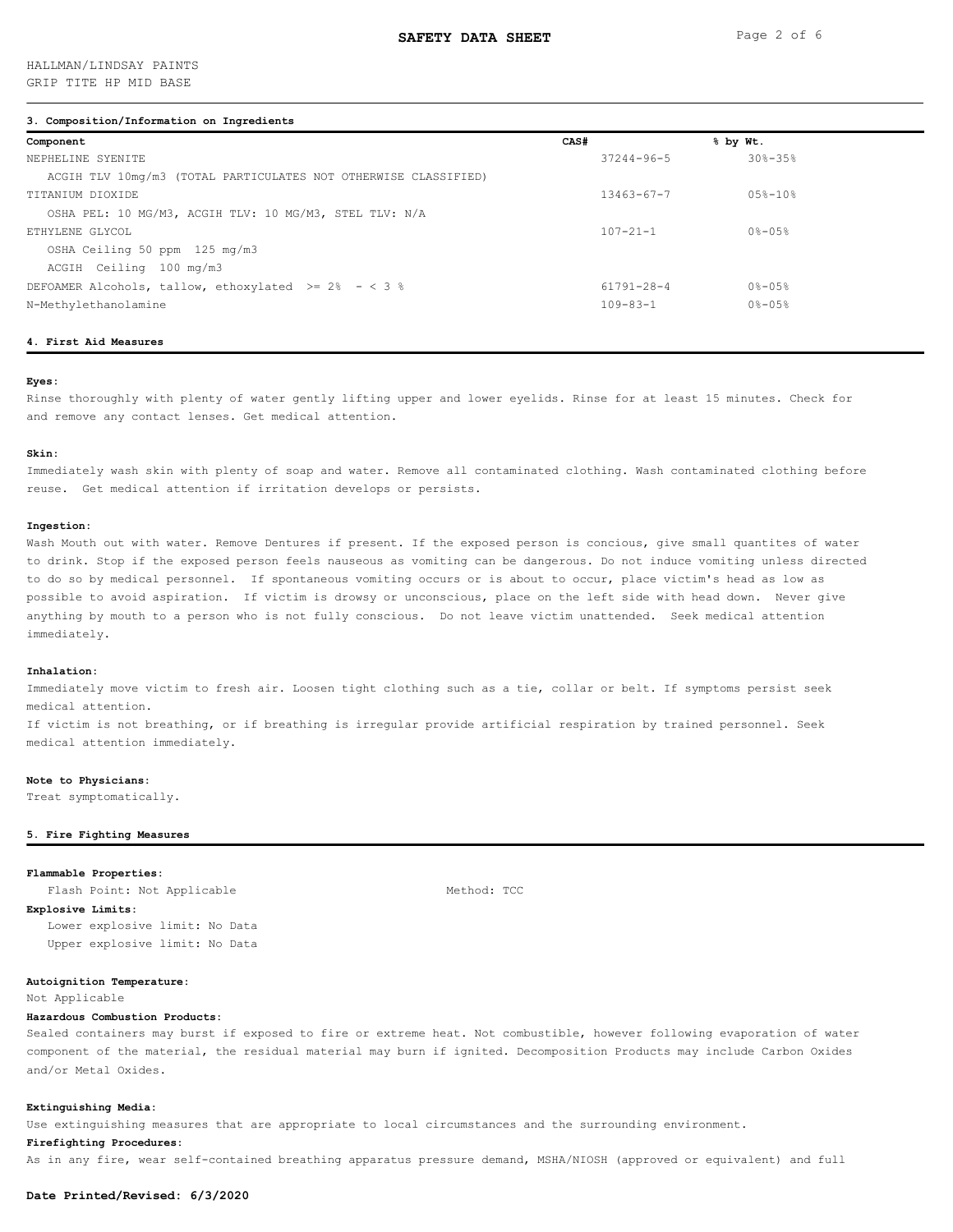HALLMAN/LINDSAY PAINTS
GRIP TITE HP MID BASE

## 3. Composition/Information on Ingredients

| Component | CAS# | % by Wt. |
|---|---|---|
| NEPHELINE SYENITE | 37244-96-5 | 30%-35% |
| ACGIH TLV 10mg/m3 (TOTAL PARTICULATES NOT OTHERWISE CLASSIFIED) | | |
| TITANIUM DIOXIDE | 13463-67-7 | 05%-10% |
| OSHA PEL: 10 MG/M3, ACGIH TLV: 10 MG/M3, STEL TLV: N/A | | |
| ETHYLENE GLYCOL | 107-21-1 | 0%-05% |
| OSHA Ceiling 50 ppm 125 mg/m3 | | |
| ACGIH Ceiling 100 mg/m3 | | |
| DEFOAMER Alcohols, tallow, ethoxylated >= 2% - < 3 % | 61791-28-4 | 0%-05% |
| N-Methylethanolamine | 109-83-1 | 0%-05% |

## 4. First Aid Measures

**Eyes:**
Rinse thoroughly with plenty of water gently lifting upper and lower eyelids. Rinse for at least 15 minutes. Check for and remove any contact lenses. Get medical attention.

**Skin:**
Immediately wash skin with plenty of soap and water. Remove all contaminated clothing. Wash contaminated clothing before reuse. Get medical attention if irritation develops or persists.

**Ingestion:**
Wash Mouth out with water. Remove Dentures if present. If the exposed person is concious, give small quantites of water to drink. Stop if the exposed person feels nauseous as vomiting can be dangerous. Do not induce vomiting unless directed to do so by medical personnel. If spontaneous vomiting occurs or is about to occur, place victim's head as low as possible to avoid aspiration. If victim is drowsy or unconscious, place on the left side with head down. Never give anything by mouth to a person who is not fully conscious. Do not leave victim unattended. Seek medical attention immediately.

**Inhalation:**
Immediately move victim to fresh air. Loosen tight clothing such as a tie, collar or belt. If symptoms persist seek medical attention.
If victim is not breathing, or if breathing is irregular provide artificial respiration by trained personnel. Seek medical attention immediately.

**Note to Physicians:**
Treat symptomatically.

## 5. Fire Fighting Measures

**Flammable Properties:**
Flash Point: Not Applicable Method: TCC

**Explosive Limits:**
Lower explosive limit: No Data
Upper explosive limit: No Data

**Autoignition Temperature:**
Not Applicable

**Hazardous Combustion Products:**
Sealed containers may burst if exposed to fire or extreme heat. Not combustible, however following evaporation of water component of the material, the residual material may burn if ignited. Decomposition Products may include Carbon Oxides and/or Metal Oxides.

**Extinguishing Media:**
Use extinguishing measures that are appropriate to local circumstances and the surrounding environment.

**Firefighting Procedures:**
As in any fire, wear self-contained breathing apparatus pressure demand, MSHA/NIOSH (approved or equivalent) and full

**Date Printed/Revised: 6/3/2020**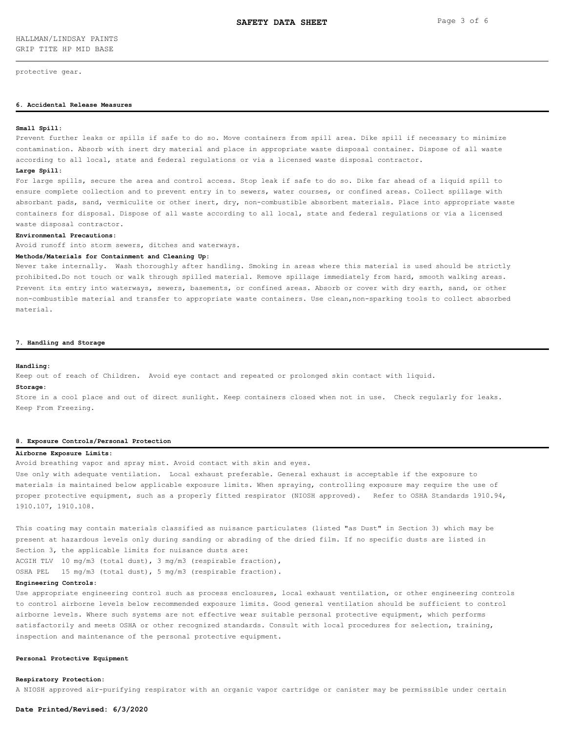protective gear.

## 6. Accidental Release Measures

**Small Spill:**

Prevent further leaks or spills if safe to do so. Move containers from spill area. Dike spill if necessary to minimize contamination. Absorb with inert dry material and place in appropriate waste disposal container. Dispose of all waste according to all local, state and federal regulations or via a licensed waste disposal contractor.

**Large Spill:**

For large spills, secure the area and control access. Stop leak if safe to do so. Dike far ahead of a liquid spill to ensure complete collection and to prevent entry in to sewers, water courses, or confined areas. Collect spillage with absorbant pads, sand, vermiculite or other inert, dry, non-combustible absorbent materials. Place into appropriate waste containers for disposal. Dispose of all waste according to all local, state and federal regulations or via a licensed waste disposal contractor.

**Environmental Precautions:**

Avoid runoff into storm sewers, ditches and waterways.

**Methods/Materials for Containment and Cleaning Up:**

Never take internally. Wash thoroughly after handling. Smoking in areas where this material is used should be strictly prohibited.Do not touch or walk through spilled material. Remove spillage immediately from hard, smooth walking areas. Prevent its entry into waterways, sewers, basements, or confined areas. Absorb or cover with dry earth, sand, or other non-combustible material and transfer to appropriate waste containers. Use clean,non-sparking tools to collect absorbed material.

## 7. Handling and Storage

**Handling:**

Keep out of reach of Children. Avoid eye contact and repeated or prolonged skin contact with liquid.

**Storage:**

Store in a cool place and out of direct sunlight. Keep containers closed when not in use. Check regularly for leaks. Keep From Freezing.

## 8. Exposure Controls/Personal Protection

**Airborne Exposure Limits:**

Avoid breathing vapor and spray mist. Avoid contact with skin and eyes.
Use only with adequate ventilation. Local exhaust preferable. General exhaust is acceptable if the exposure to materials is maintained below applicable exposure limits. When spraying, controlling exposure may require the use of proper protective equipment, such as a properly fitted respirator (NIOSH approved). Refer to OSHA Standards 1910.94, 1910.107, 1910.108.

This coating may contain materials classified as nuisance particulates (listed "as Dust" in Section 3) which may be present at hazardous levels only during sanding or abrading of the dried film. If no specific dusts are listed in Section 3, the applicable limits for nuisance dusts are:

ACGIH TLV 10 mg/m3 (total dust), 3 mg/m3 (respirable fraction),
OSHA PEL 15 mg/m3 (total dust), 5 mg/m3 (respirable fraction).

**Engineering Controls:**

Use appropriate engineering control such as process enclosures, local exhaust ventilation, or other engineering controls to control airborne levels below recommended exposure limits. Good general ventilation should be sufficient to control airborne levels. Where such systems are not effective wear suitable personal protective equipment, which performs satisfactorily and meets OSHA or other recognized standards. Consult with local procedures for selection, training, inspection and maintenance of the personal protective equipment.

**Personal Protective Equipment**

**Respiratory Protection:**

A NIOSH approved air-purifying respirator with an organic vapor cartridge or canister may be permissible under certain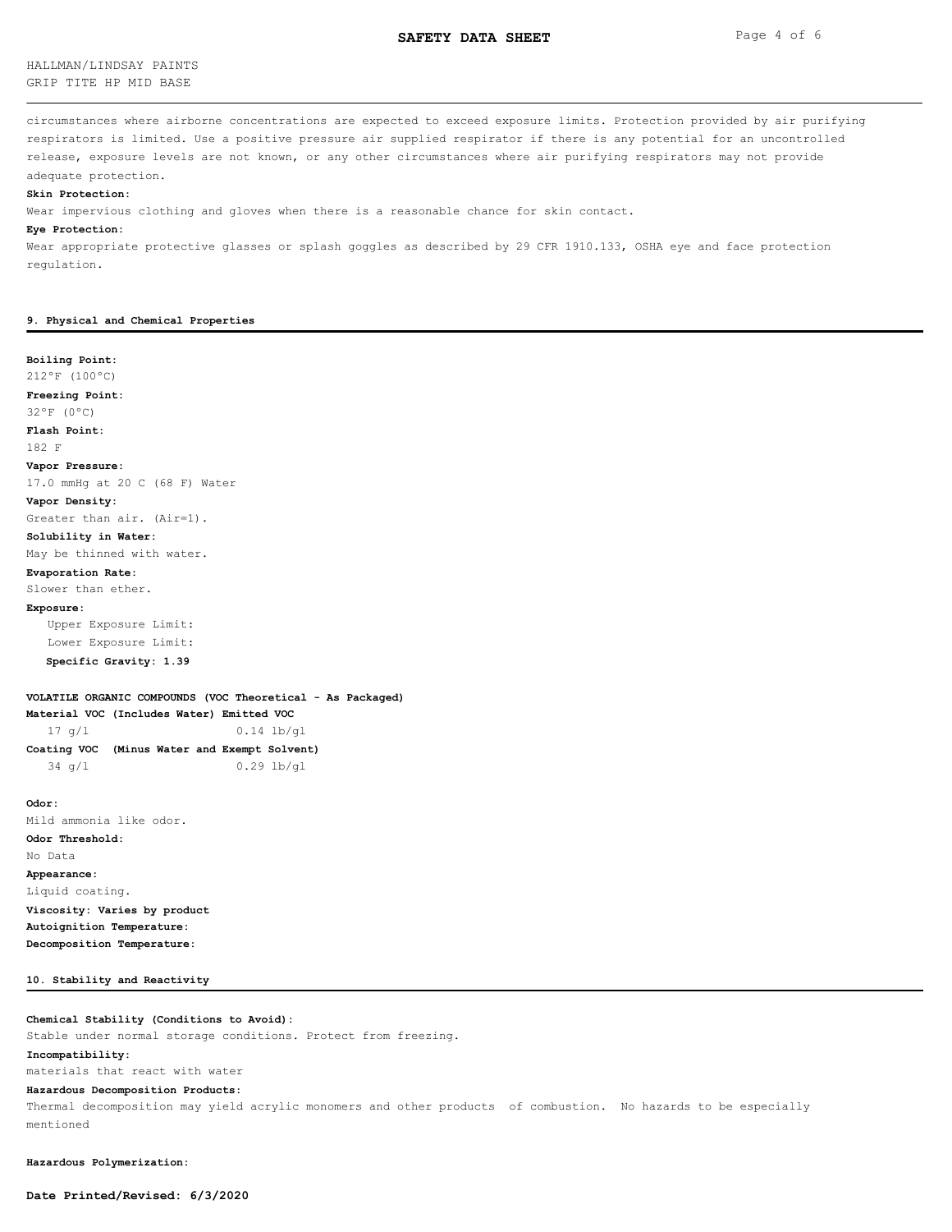circumstances where airborne concentrations are expected to exceed exposure limits. Protection provided by air purifying respirators is limited. Use a positive pressure air supplied respirator if there is any potential for an uncontrolled release, exposure levels are not known, or any other circumstances where air purifying respirators may not provide adequate protection.

**Skin Protection:**

Wear impervious clothing and gloves when there is a reasonable chance for skin contact.

**Eye Protection:**

Wear appropriate protective glasses or splash goggles as described by 29 CFR 1910.133, OSHA eye and face protection regulation.

## 9. Physical and Chemical Properties

**Boiling Point:**
212°F (100°C)

**Freezing Point:**
32°F (0°C)

**Flash Point:**
182 F

**Vapor Pressure:**
17.0 mmHg at 20 C (68 F) Water

**Vapor Density:**
Greater than air. (Air=1).

**Solubility in Water:**
May be thinned with water.

**Evaporation Rate:**
Slower than ether.

**Exposure:**

Upper Exposure Limit:

Lower Exposure Limit:

**Specific Gravity: 1.39**

**VOLATILE ORGANIC COMPOUNDS (VOC Theoretical - As Packaged)**

**Material VOC (Includes Water) Emitted VOC**

17 g/l 0.14 lb/gl

**Coating VOC (Minus Water and Exempt Solvent)**

34 g/l 0.29 lb/gl

**Odor:**
Mild ammonia like odor.

**Odor Threshold:**
No Data

**Appearance:**
Liquid coating.

**Viscosity: Varies by product**

**Autoignition Temperature:**

**Decomposition Temperature:**

## 10. Stability and Reactivity

**Chemical Stability (Conditions to Avoid):**
Stable under normal storage conditions. Protect from freezing.

**Incompatibility:**
materials that react with water

**Hazardous Decomposition Products:**
Thermal decomposition may yield acrylic monomers and other products of combustion. No hazards to be especially mentioned

**Hazardous Polymerization:**

**Date Printed/Revised: 6/3/2020**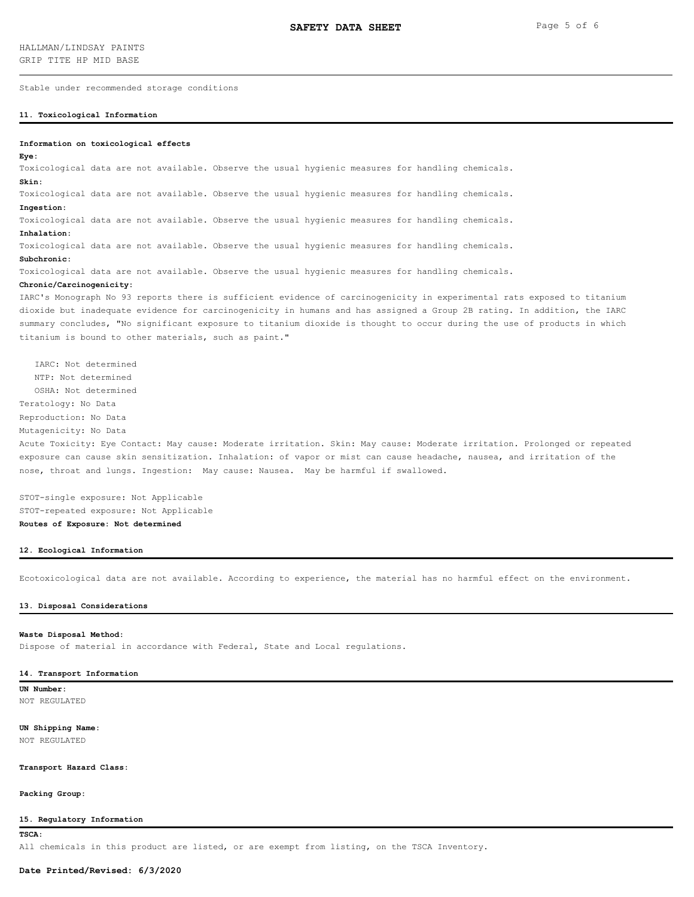Stable under recommended storage conditions

## 11. Toxicological Information

**Information on toxicological effects**

**Eye:**

Toxicological data are not available. Observe the usual hygienic measures for handling chemicals.

**Skin:**

Toxicological data are not available. Observe the usual hygienic measures for handling chemicals.

**Ingestion:**

Toxicological data are not available. Observe the usual hygienic measures for handling chemicals.

**Inhalation:**

Toxicological data are not available. Observe the usual hygienic measures for handling chemicals.

**Subchronic:**

Toxicological data are not available. Observe the usual hygienic measures for handling chemicals.

**Chronic/Carcinogenicity:**

IARC's Monograph No 93 reports there is sufficient evidence of carcinogenicity in experimental rats exposed to titanium dioxide but inadequate evidence for carcinogenicity in humans and has assigned a Group 2B rating. In addition, the IARC summary concludes, "No significant exposure to titanium dioxide is thought to occur during the use of products in which titanium is bound to other materials, such as paint."

IARC: Not determined
NTP: Not determined
OSHA: Not determined

Teratology: No Data
Reproduction: No Data
Mutagenicity: No Data

Acute Toxicity: Eye Contact: May cause: Moderate irritation. Skin: May cause: Moderate irritation. Prolonged or repeated exposure can cause skin sensitization. Inhalation: of vapor or mist can cause headache, nausea, and irritation of the nose, throat and lungs. Ingestion: May cause: Nausea. May be harmful if swallowed.

STOT-single exposure: Not Applicable
STOT-repeated exposure: Not Applicable

**Routes of Exposure: Not determined**

## 12. Ecological Information

Ecotoxicological data are not available. According to experience, the material has no harmful effect on the environment.

## 13. Disposal Considerations

**Waste Disposal Method:**

Dispose of material in accordance with Federal, State and Local regulations.

## 14. Transport Information

**UN Number:**

NOT REGULATED

**UN Shipping Name:**

NOT REGULATED

**Transport Hazard Class:**

**Packing Group:**

## 15. Regulatory Information

**TSCA:**

All chemicals in this product are listed, or are exempt from listing, on the TSCA Inventory.

**Date Printed/Revised: 6/3/2020**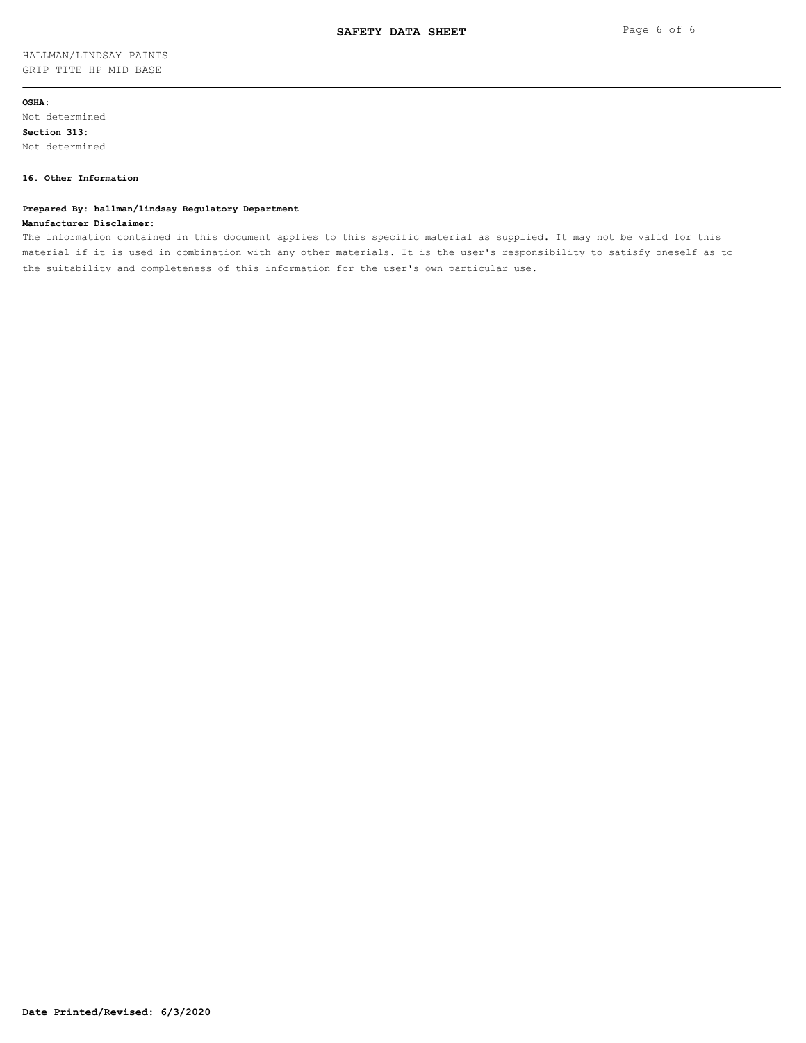**OSHA:**

Not determined

**Section 313:**

Not determined

## 16. Other Information

**Prepared By: hallman/lindsay Regulatory Department**

**Manufacturer Disclaimer:**

The information contained in this document applies to this specific material as supplied. It may not be valid for this material if it is used in combination with any other materials. It is the user's responsibility to satisfy oneself as to the suitability and completeness of this information for the user's own particular use.

**Date Printed/Revised: 6/3/2020**